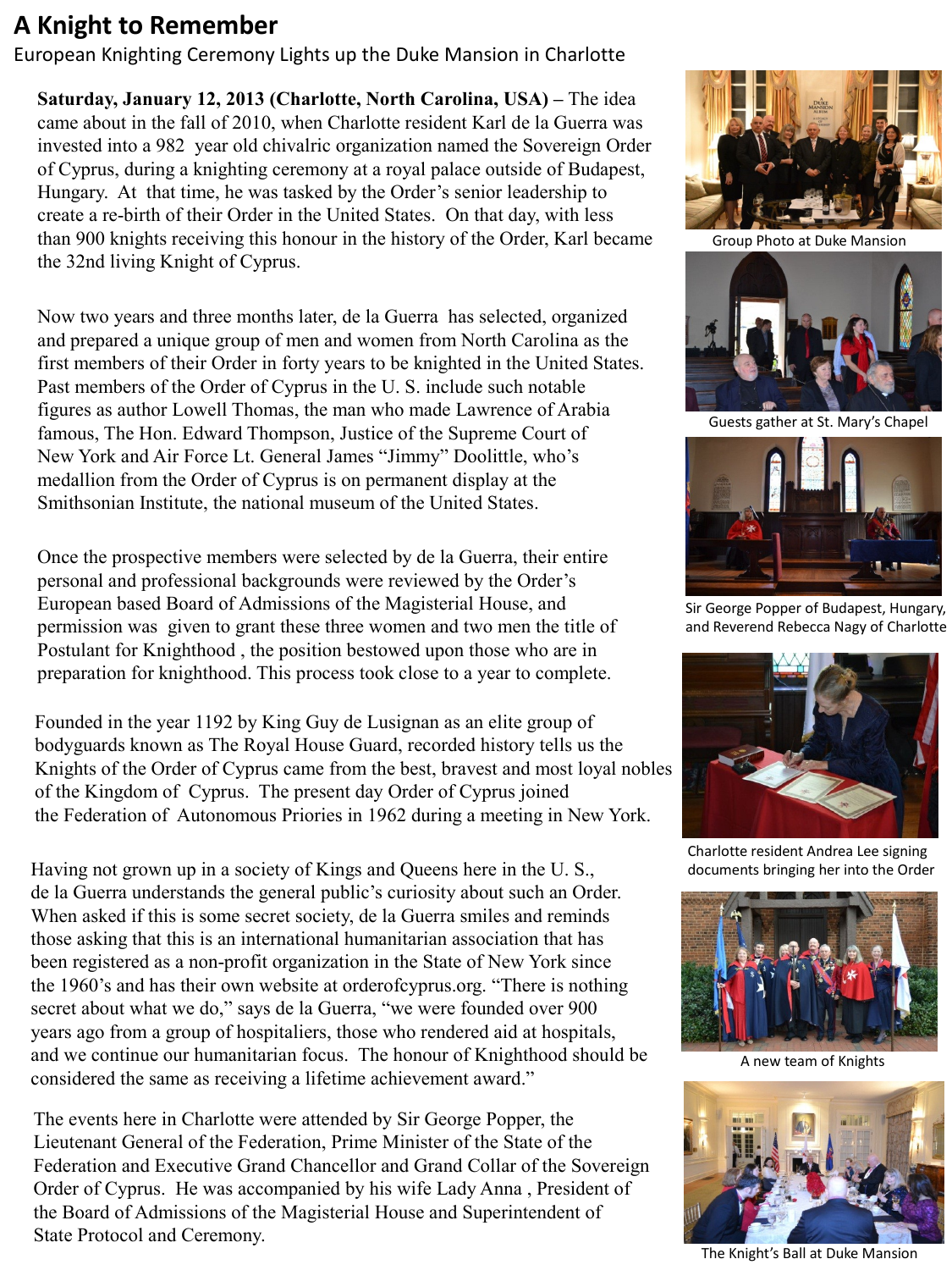# A Knight to Remember

European Knighting Ceremony Lights up the Duke Mansion in Charlotte

**Saturday, January 12, 2013 (Charlotte, North Carolina, USA)** – The idea came about in the fall of 2010, when Charlotte resident Karl de la Guerra was invested into a 982 year old chivalric organization named the Sovereign Order of Cyprus, during a knighting ceremony at a royal palace outside of Budapest, Hungary. At that time, he was tasked by the Order's senior leadership to create a re-birth of their Order in the United States. On that day, with less than 900 knights receiving this honour in the history of the Order, Karl became the 32nd living Knight of Cyprus.

Now two years and three months later, de la Guerra has selected, organized and prepared a unique group of men and women from North Carolina as the first members of their Order in forty years to be knighted in the United States. Past members of the Order of Cyprus in the U. S. include such notable figures as author Lowell Thomas, the man who made Lawrence of Arabia famous, The Hon. Edward Thompson, Justice of the Supreme Court of New York and Air Force Lt. General James "Jimmy" Doolittle, who's medallion from the Order of Cyprus is on permanent display at the Smithsonian Institute, the national museum of the United States.

Once the prospective members were selected by de la Guerra, their entire personal and professional backgrounds were reviewed by the Order's European based Board of Admissions of the Magisterial House, and permission was given to grant these three women and two men the title of Postulant for Knighthood , the position bestowed upon those who are in preparation for knighthood. This process took close to a year to complete.

Founded in the year 1192 by King Guy de Lusignan as an elite group of bodyguards known as The Royal House Guard, recorded history tells us the Knights of the Order of Cyprus came from the best, bravest and most loyal nobles of the Kingdom of Cyprus. The present day Order of Cyprus joined the Federation of Autonomous Priories in 1962 during a meeting in New York.

Having not grown up in a society of Kings and Queens here in the U. S., de la Guerra understands the general public's curiosity about such an Order. When asked if this is some secret society, de la Guerra smiles and reminds those asking that this is an international humanitarian association that has been registered as a non-profit organization in the State of New York since the 1960's and has their own website at orderofcyprus.org. "There is nothing secret about what we do," says de la Guerra, "we were founded over 900 years ago from a group of hospitaliers, those who rendered aid at hospitals, and we continue our humanitarian focus. The honour of Knighthood should be considered the same as receiving a lifetime achievement award."

The events here in Charlotte were attended by Sir George Popper, the Lieutenant General of the Federation, Prime Minister of the State of the Federation and Executive Grand Chancellor and Grand Collar of the Sovereign Order of Cyprus. He was accompanied by his wife Lady Anna , President of the Board of Admissions of the Magisterial House and Superintendent of State Protocol and Ceremony.

Group Photo at Duke Mansion

Guests gather at St. Mary's Chapel

Sir George Popper of Budapest, Hungary, and Reverend Rebecca Nagy of Charlotte

Charlotte resident Andrea Lee signing documents bringing her into the Order

A new team of Knights

The Knight's Ball at Duke Mansion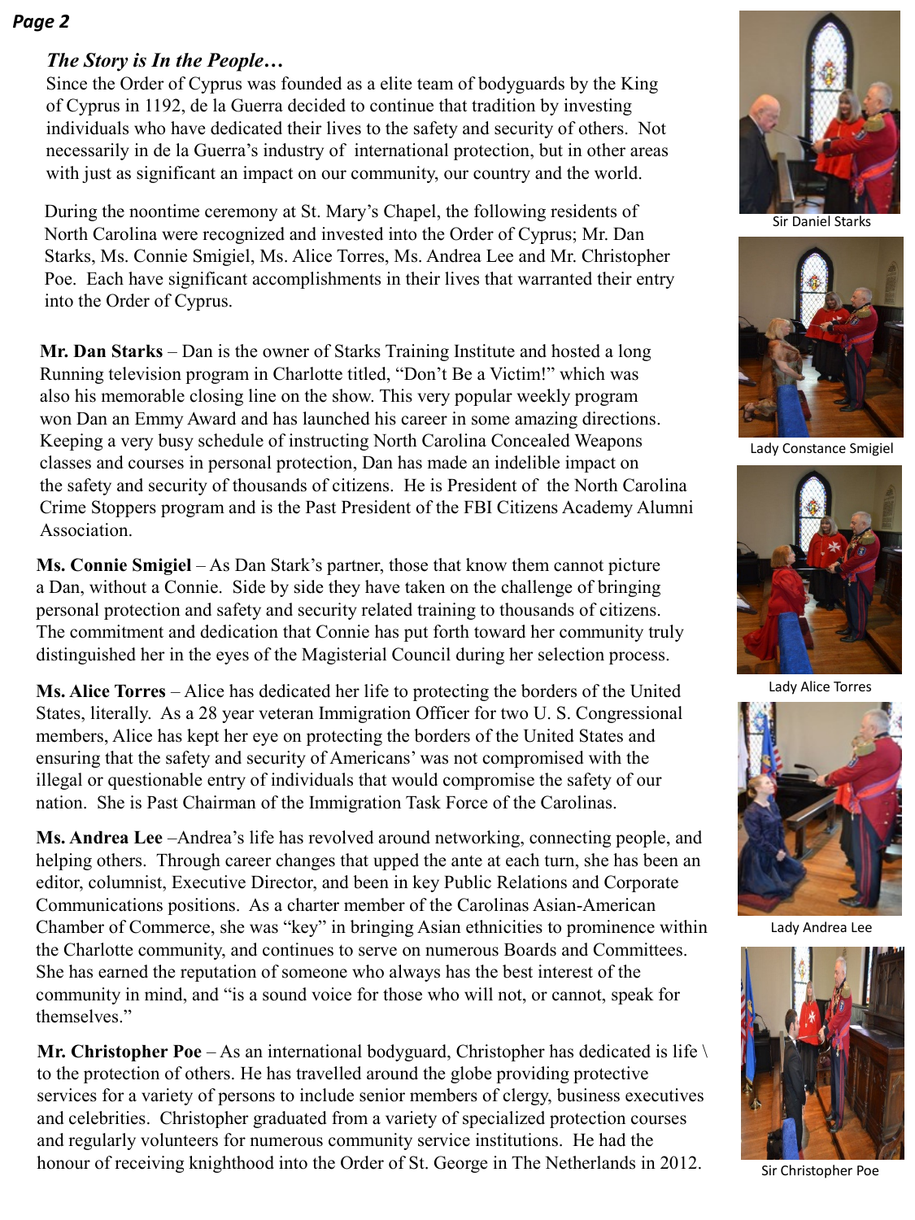*The Story is In the People…*

Since the Order of Cyprus was founded as a elite team of bodyguards by the King of Cyprus in 1192, de la Guerra decided to continue that tradition by investing individuals who have dedicated their lives to the safety and security of others. Not necessarily in de la Guerra's industry of international protection, but in other areas with just as significant an impact on our community, our country and the world.

During the noontime ceremony at St. Mary's Chapel, the following residents of North Carolina were recognized and invested into the Order of Cyprus; Mr. Dan Starks, Ms. Connie Smigiel, Ms. Alice Torres, Ms. Andrea Lee and Mr. Christopher Poe. Each have significant accomplishments in their lives that warranted their entry into the Order of Cyprus.

**Mr. Dan Starks** – Dan is the owner of Starks Training Institute and hosted a long Running television program in Charlotte titled, "Don't Be a Victim!" which was also his memorable closing line on the show. This very popular weekly program won Dan an Emmy Award and has launched his career in some amazing directions. Keeping a very busy schedule of instructing North Carolina Concealed Weapons classes and courses in personal protection, Dan has made an indelible impact on the safety and security of thousands of citizens. He is President of the North Carolina Crime Stoppers program and is the Past President of the FBI Citizens Academy Alumni Association.

**Ms. Connie Smigiel** – As Dan Stark's partner, those that know them cannot picture a Dan, without a Connie. Side by side they have taken on the challenge of bringing personal protection and safety and security related training to thousands of citizens. The commitment and dedication that Connie has put forth toward her community truly distinguished her in the eyes of the Magisterial Council during her selection process.

**Ms. Alice Torres** – Alice has dedicated her life to protecting the borders of the United States, literally. As a 28 year veteran Immigration Officer for two U. S. Congressional members, Alice has kept her eye on protecting the borders of the United States and ensuring that the safety and security of Americans' was not compromised with the illegal or questionable entry of individuals that would compromise the safety of our nation. She is Past Chairman of the Immigration Task Force of the Carolinas.

**Ms. Andrea Lee** –Andrea's life has revolved around networking, connecting people, and helping others. Through career changes that upped the ante at each turn, she has been an editor, columnist, Executive Director, and been in key Public Relations and Corporate Communications positions. As a charter member of the Carolinas Asian-American Chamber of Commerce, she was "key" in bringing Asian ethnicities to prominence within the Charlotte community, and continues to serve on numerous Boards and Committees. She has earned the reputation of someone who always has the best interest of the community in mind, and "is a sound voice for those who will not, or cannot, speak for themselves."

**Mr. Christopher Poe** – As an international bodyguard, Christopher has dedicated is life \ to the protection of others. He has travelled around the globe providing protective services for a variety of persons to include senior members of clergy, business executives and celebrities. Christopher graduated from a variety of specialized protection courses and regularly volunteers for numerous community service institutions. He had the honour of receiving knighthood into the Order of St. George in The Netherlands in 2012.

Sir Daniel Starks

Lady Constance Smigiel

Lady Alice Torres

Lady Andrea Lee

Sir Christopher Poe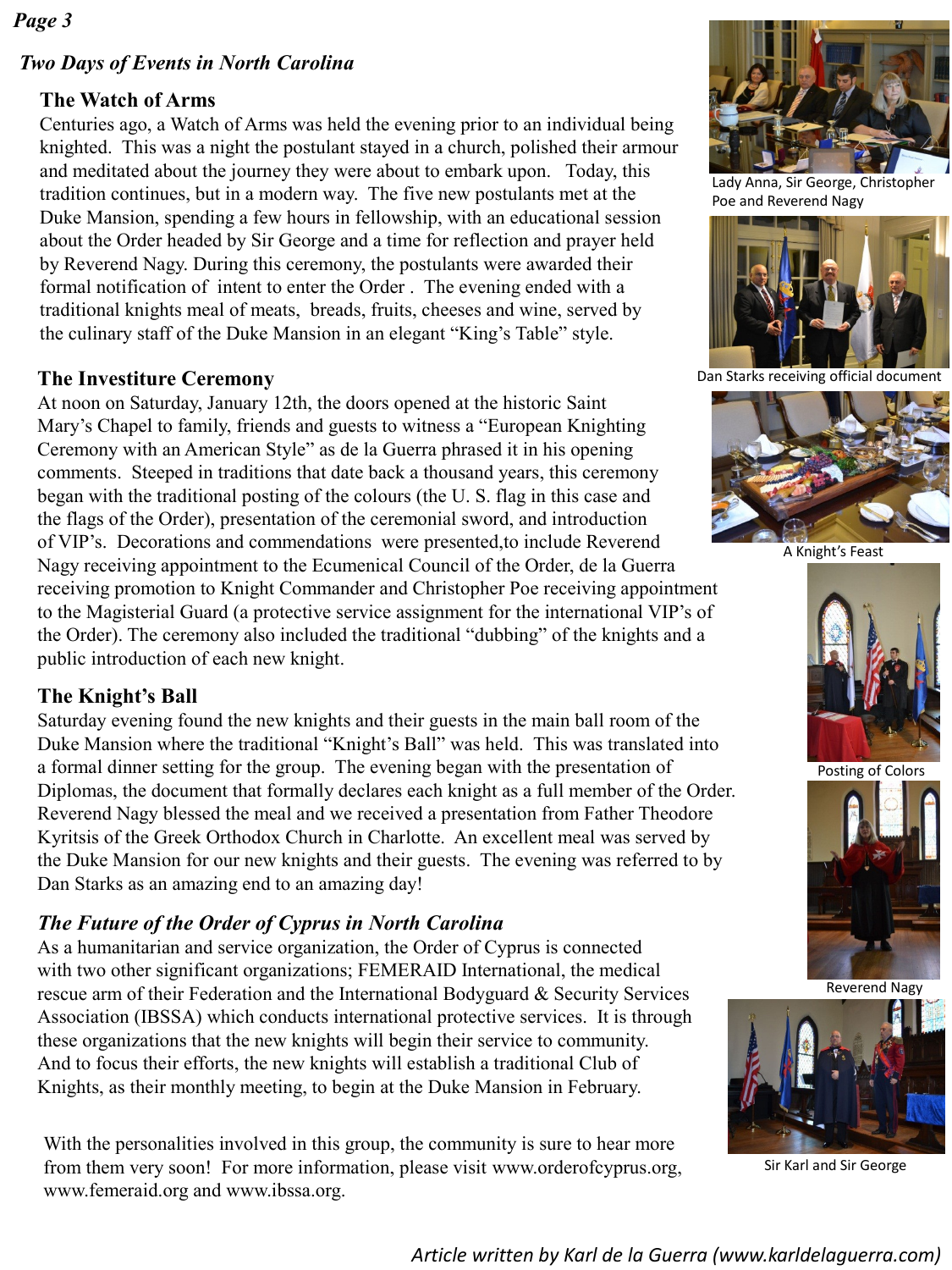## *Two Days of Events in North Carolina*

### The Watch of Arms

Centuries ago, a Watch of Arms was held the evening prior to an individual being knighted. This was a night the postulant stayed in a church, polished their armour and meditated about the journey they were about to embark upon. Today, this tradition continues, but in a modern way. The five new postulants met at the Duke Mansion, spending a few hours in fellowship, with an educational session about the Order headed by Sir George and a time for reflection and prayer held by Reverend Nagy. During this ceremony, the postulants were awarded their formal notification of intent to enter the Order . The evening ended with a traditional knights meal of meats, breads, fruits, cheeses and wine, served by the culinary staff of the Duke Mansion in an elegant "King's Table" style.

Lady Anna, Sir George, Christopher Poe and Reverend Nagy

Dan Starks receiving official document

A Knight's Feast

### The Investiture Ceremony

At noon on Saturday, January 12th, the doors opened at the historic Saint Mary's Chapel to family, friends and guests to witness a "European Knighting Ceremony with an American Style" as de la Guerra phrased it in his opening comments. Steeped in traditions that date back a thousand years, this ceremony began with the traditional posting of the colours (the U. S. flag in this case and the flags of the Order), presentation of the ceremonial sword, and introduction of VIP's. Decorations and commendations were presented,to include Reverend Nagy receiving appointment to the Ecumenical Council of the Order, de la Guerra receiving promotion to Knight Commander and Christopher Poe receiving appointment to the Magisterial Guard (a protective service assignment for the international VIP's of the Order). The ceremony also included the traditional "dubbing" of the knights and a public introduction of each new knight.

Posting of Colors

### The Knight's Ball

Saturday evening found the new knights and their guests in the main ball room of the Duke Mansion where the traditional "Knight's Ball" was held. This was translated into a formal dinner setting for the group. The evening began with the presentation of Diplomas, the document that formally declares each knight as a full member of the Order. Reverend Nagy blessed the meal and we received a presentation from Father Theodore Kyritsis of the Greek Orthodox Church in Charlotte. An excellent meal was served by the Duke Mansion for our new knights and their guests. The evening was referred to by Dan Starks as an amazing end to an amazing day!

Reverend Nagy

### *The Future of the Order of Cyprus in North Carolina*

As a humanitarian and service organization, the Order of Cyprus is connected with two other significant organizations; FEMERAID International, the medical rescue arm of their Federation and the International Bodyguard & Security Services Association (IBSSA) which conducts international protective services. It is through these organizations that the new knights will begin their service to community. And to focus their efforts, the new knights will establish a traditional Club of Knights, as their monthly meeting, to begin at the Duke Mansion in February.

Sir Karl and Sir George

With the personalities involved in this group, the community is sure to hear more from them very soon! For more information, please visit www.orderofcyprus.org, www.femeraid.org and www.ibssa.org.

*Article written by Karl de la Guerra (www.karldelaguerra.com)*